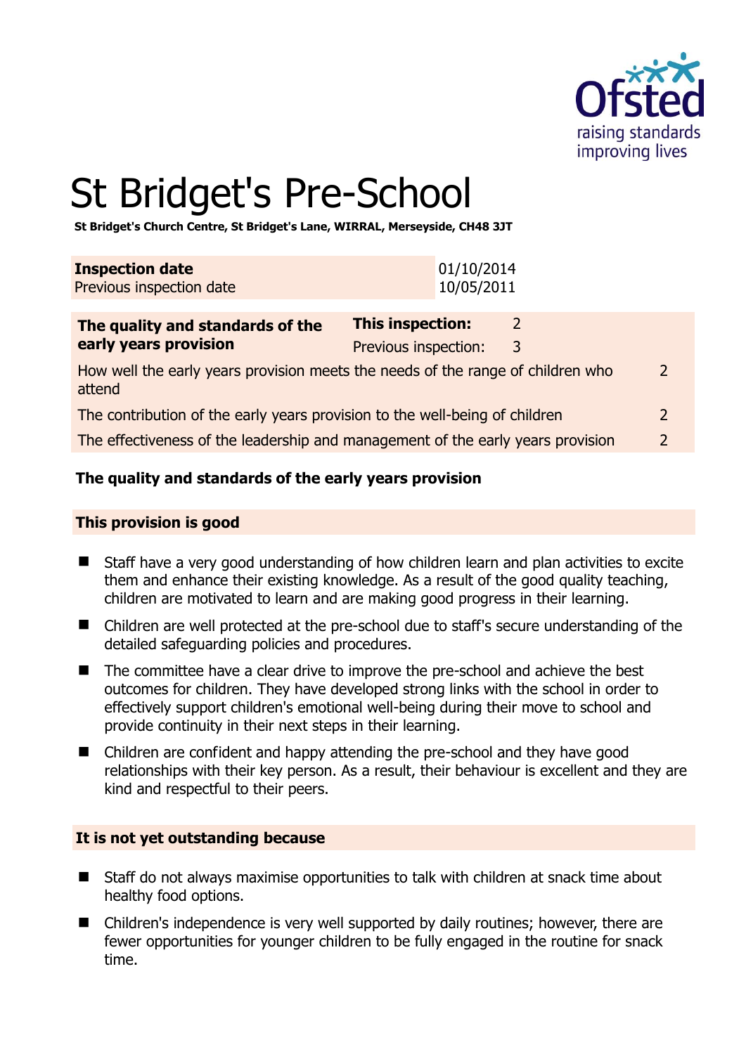# St Bridget's Pre-School

**St Bridget's Church Centre, St Bridget's Lane, WIRRAL, Merseyside, CH48 3JT**

| **Inspection date** | 01/10/2014 |
|---|---|
| Previous inspection date | 10/05/2011 |

| **The quality and standards of the early years provision** | **This inspection:** | 2 |
|---|---|---|
| | Previous inspection: | 3 |
| How well the early years provision meets the needs of the range of children who attend | | 2 |
| The contribution of the early years provision to the well-being of children | | 2 |
| The effectiveness of the leadership and management of the early years provision | | 2 |

## The quality and standards of the early years provision

### This provision is good

- Staff have a very good understanding of how children learn and plan activities to excite them and enhance their existing knowledge. As a result of the good quality teaching, children are motivated to learn and are making good progress in their learning.
- Children are well protected at the pre-school due to staff's secure understanding of the detailed safeguarding policies and procedures.
- The committee have a clear drive to improve the pre-school and achieve the best outcomes for children. They have developed strong links with the school in order to effectively support children's emotional well-being during their move to school and provide continuity in their next steps in their learning.
- Children are confident and happy attending the pre-school and they have good relationships with their key person. As a result, their behaviour is excellent and they are kind and respectful to their peers.

### It is not yet outstanding because

- Staff do not always maximise opportunities to talk with children at snack time about healthy food options.
- Children's independence is very well supported by daily routines; however, there are fewer opportunities for younger children to be fully engaged in the routine for snack time.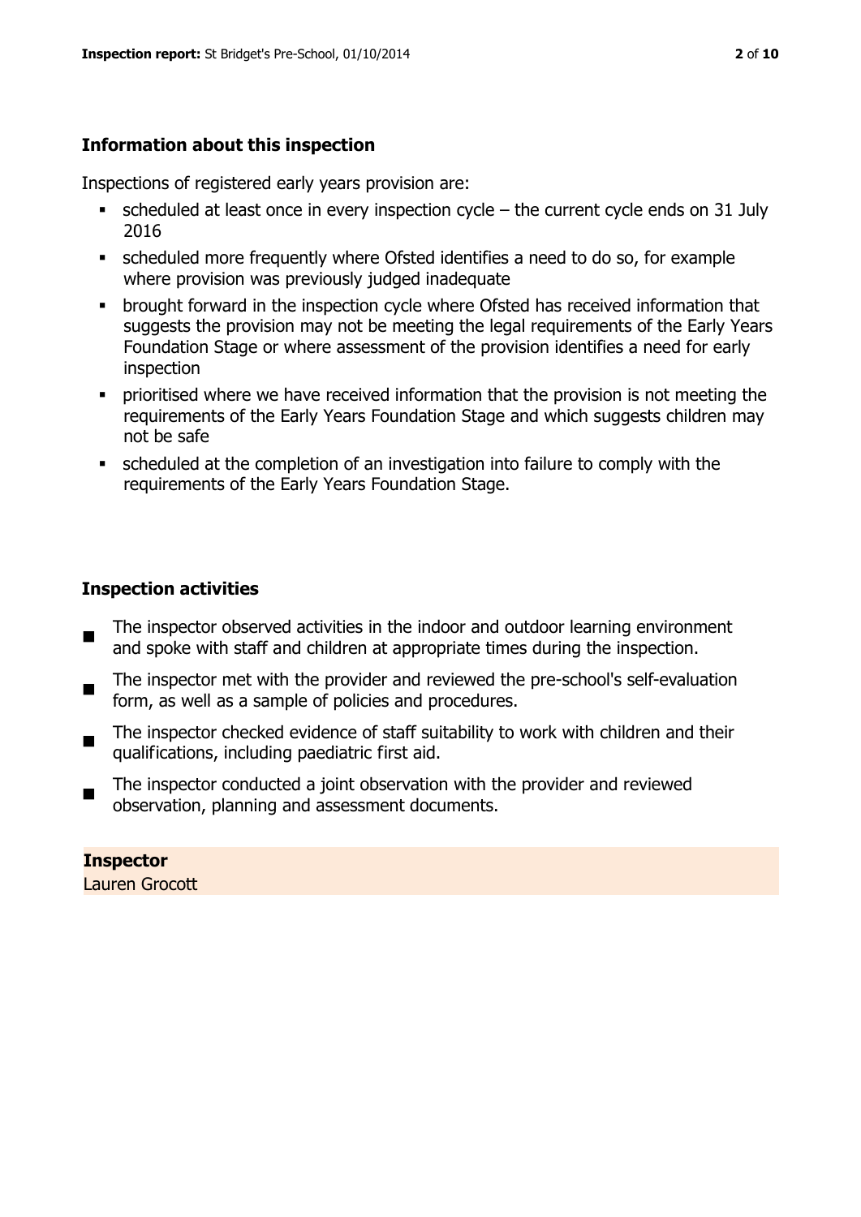## Information about this inspection

Inspections of registered early years provision are:

- scheduled at least once in every inspection cycle – the current cycle ends on 31 July 2016
- scheduled more frequently where Ofsted identifies a need to do so, for example where provision was previously judged inadequate
- brought forward in the inspection cycle where Ofsted has received information that suggests the provision may not be meeting the legal requirements of the Early Years Foundation Stage or where assessment of the provision identifies a need for early inspection
- prioritised where we have received information that the provision is not meeting the requirements of the Early Years Foundation Stage and which suggests children may not be safe
- scheduled at the completion of an investigation into failure to comply with the requirements of the Early Years Foundation Stage.

## Inspection activities

- The inspector observed activities in the indoor and outdoor learning environment and spoke with staff and children at appropriate times during the inspection.
- The inspector met with the provider and reviewed the pre-school's self-evaluation form, as well as a sample of policies and procedures.
- The inspector checked evidence of staff suitability to work with children and their qualifications, including paediatric first aid.
- The inspector conducted a joint observation with the provider and reviewed observation, planning and assessment documents.

**Inspector**
Lauren Grocott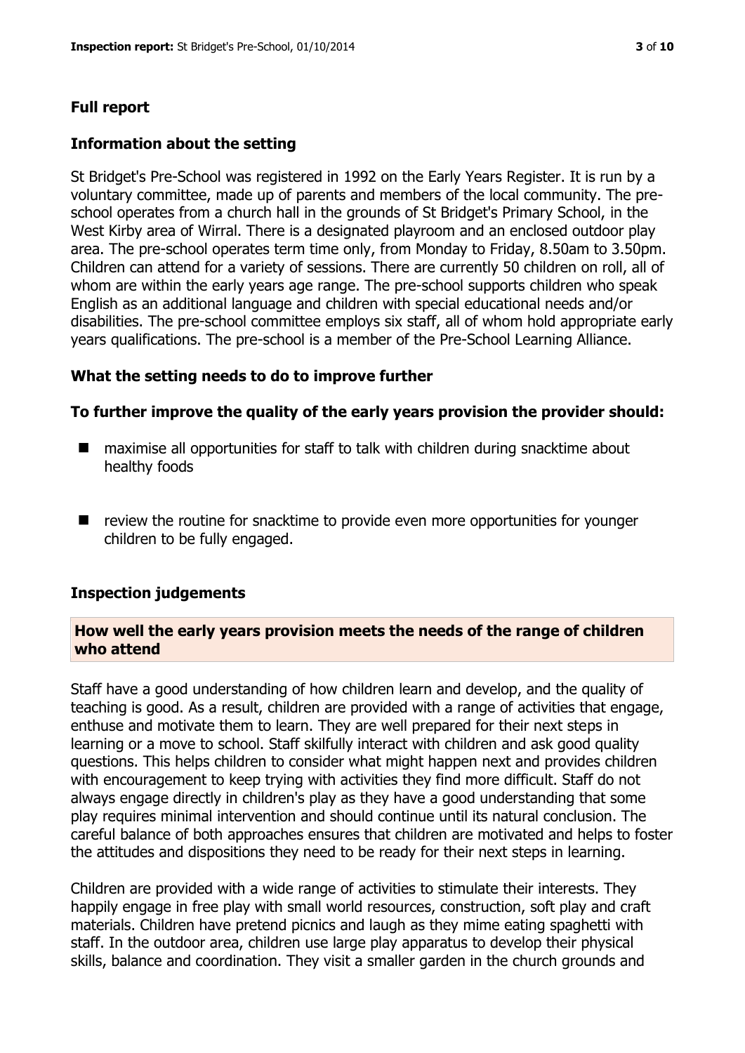## Full report

### Information about the setting

St Bridget's Pre-School was registered in 1992 on the Early Years Register. It is run by a voluntary committee, made up of parents and members of the local community. The pre-school operates from a church hall in the grounds of St Bridget's Primary School, in the West Kirby area of Wirral. There is a designated playroom and an enclosed outdoor play area. The pre-school operates term time only, from Monday to Friday, 8.50am to 3.50pm. Children can attend for a variety of sessions. There are currently 50 children on roll, all of whom are within the early years age range. The pre-school supports children who speak English as an additional language and children with special educational needs and/or disabilities. The pre-school committee employs six staff, all of whom hold appropriate early years qualifications. The pre-school is a member of the Pre-School Learning Alliance.

### What the setting needs to do to improve further

#### To further improve the quality of the early years provision the provider should:

- maximise all opportunities for staff to talk with children during snacktime about healthy foods
- review the routine for snacktime to provide even more opportunities for younger children to be fully engaged.

### Inspection judgements

#### How well the early years provision meets the needs of the range of children who attend

Staff have a good understanding of how children learn and develop, and the quality of teaching is good. As a result, children are provided with a range of activities that engage, enthuse and motivate them to learn. They are well prepared for their next steps in learning or a move to school. Staff skilfully interact with children and ask good quality questions. This helps children to consider what might happen next and provides children with encouragement to keep trying with activities they find more difficult. Staff do not always engage directly in children's play as they have a good understanding that some play requires minimal intervention and should continue until its natural conclusion. The careful balance of both approaches ensures that children are motivated and helps to foster the attitudes and dispositions they need to be ready for their next steps in learning.

Children are provided with a wide range of activities to stimulate their interests. They happily engage in free play with small world resources, construction, soft play and craft materials. Children have pretend picnics and laugh as they mime eating spaghetti with staff. In the outdoor area, children use large play apparatus to develop their physical skills, balance and coordination. They visit a smaller garden in the church grounds and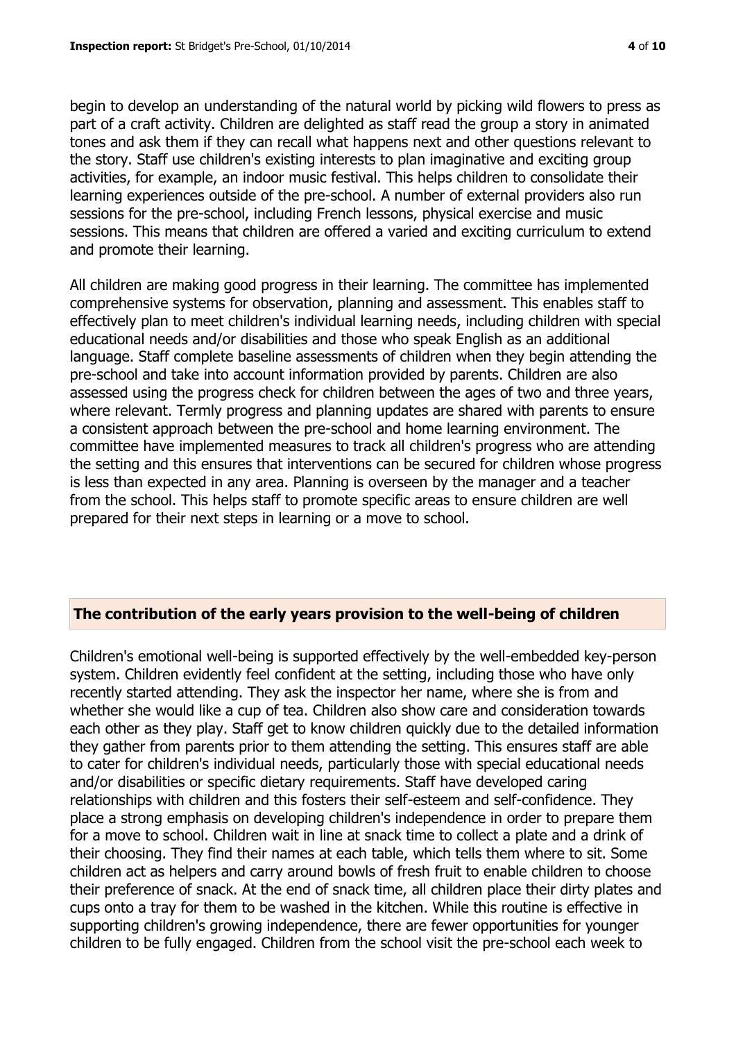begin to develop an understanding of the natural world by picking wild flowers to press as part of a craft activity. Children are delighted as staff read the group a story in animated tones and ask them if they can recall what happens next and other questions relevant to the story. Staff use children's existing interests to plan imaginative and exciting group activities, for example, an indoor music festival. This helps children to consolidate their learning experiences outside of the pre-school. A number of external providers also run sessions for the pre-school, including French lessons, physical exercise and music sessions. This means that children are offered a varied and exciting curriculum to extend and promote their learning.

All children are making good progress in their learning. The committee has implemented comprehensive systems for observation, planning and assessment. This enables staff to effectively plan to meet children's individual learning needs, including children with special educational needs and/or disabilities and those who speak English as an additional language. Staff complete baseline assessments of children when they begin attending the pre-school and take into account information provided by parents. Children are also assessed using the progress check for children between the ages of two and three years, where relevant. Termly progress and planning updates are shared with parents to ensure a consistent approach between the pre-school and home learning environment. The committee have implemented measures to track all children's progress who are attending the setting and this ensures that interventions can be secured for children whose progress is less than expected in any area. Planning is overseen by the manager and a teacher from the school. This helps staff to promote specific areas to ensure children are well prepared for their next steps in learning or a move to school.

## The contribution of the early years provision to the well-being of children

Children's emotional well-being is supported effectively by the well-embedded key-person system. Children evidently feel confident at the setting, including those who have only recently started attending. They ask the inspector her name, where she is from and whether she would like a cup of tea. Children also show care and consideration towards each other as they play. Staff get to know children quickly due to the detailed information they gather from parents prior to them attending the setting. This ensures staff are able to cater for children's individual needs, particularly those with special educational needs and/or disabilities or specific dietary requirements. Staff have developed caring relationships with children and this fosters their self-esteem and self-confidence. They place a strong emphasis on developing children's independence in order to prepare them for a move to school. Children wait in line at snack time to collect a plate and a drink of their choosing. They find their names at each table, which tells them where to sit. Some children act as helpers and carry around bowls of fresh fruit to enable children to choose their preference of snack. At the end of snack time, all children place their dirty plates and cups onto a tray for them to be washed in the kitchen. While this routine is effective in supporting children's growing independence, there are fewer opportunities for younger children to be fully engaged. Children from the school visit the pre-school each week to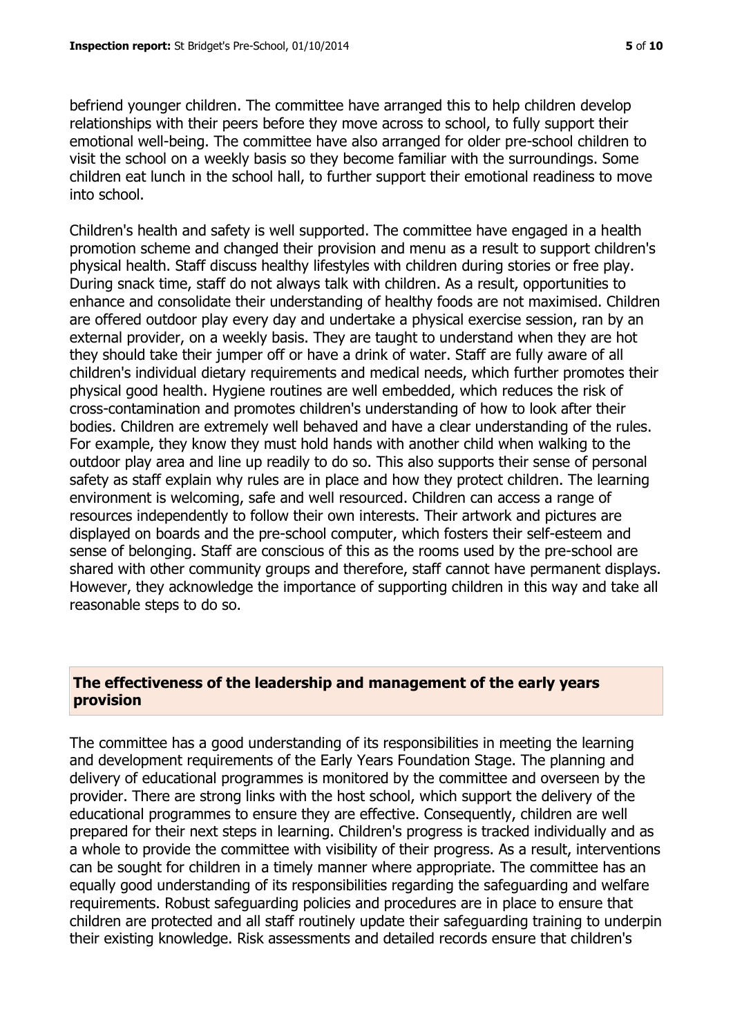befriend younger children. The committee have arranged this to help children develop relationships with their peers before they move across to school, to fully support their emotional well-being. The committee have also arranged for older pre-school children to visit the school on a weekly basis so they become familiar with the surroundings. Some children eat lunch in the school hall, to further support their emotional readiness to move into school.

Children's health and safety is well supported. The committee have engaged in a health promotion scheme and changed their provision and menu as a result to support children's physical health. Staff discuss healthy lifestyles with children during stories or free play. During snack time, staff do not always talk with children. As a result, opportunities to enhance and consolidate their understanding of healthy foods are not maximised. Children are offered outdoor play every day and undertake a physical exercise session, ran by an external provider, on a weekly basis. They are taught to understand when they are hot they should take their jumper off or have a drink of water. Staff are fully aware of all children's individual dietary requirements and medical needs, which further promotes their physical good health. Hygiene routines are well embedded, which reduces the risk of cross-contamination and promotes children's understanding of how to look after their bodies. Children are extremely well behaved and have a clear understanding of the rules. For example, they know they must hold hands with another child when walking to the outdoor play area and line up readily to do so. This also supports their sense of personal safety as staff explain why rules are in place and how they protect children. The learning environment is welcoming, safe and well resourced. Children can access a range of resources independently to follow their own interests. Their artwork and pictures are displayed on boards and the pre-school computer, which fosters their self-esteem and sense of belonging. Staff are conscious of this as the rooms used by the pre-school are shared with other community groups and therefore, staff cannot have permanent displays. However, they acknowledge the importance of supporting children in this way and take all reasonable steps to do so.

## The effectiveness of the leadership and management of the early years provision

The committee has a good understanding of its responsibilities in meeting the learning and development requirements of the Early Years Foundation Stage. The planning and delivery of educational programmes is monitored by the committee and overseen by the provider. There are strong links with the host school, which support the delivery of the educational programmes to ensure they are effective. Consequently, children are well prepared for their next steps in learning. Children's progress is tracked individually and as a whole to provide the committee with visibility of their progress. As a result, interventions can be sought for children in a timely manner where appropriate. The committee has an equally good understanding of its responsibilities regarding the safeguarding and welfare requirements. Robust safeguarding policies and procedures are in place to ensure that children are protected and all staff routinely update their safeguarding training to underpin their existing knowledge. Risk assessments and detailed records ensure that children's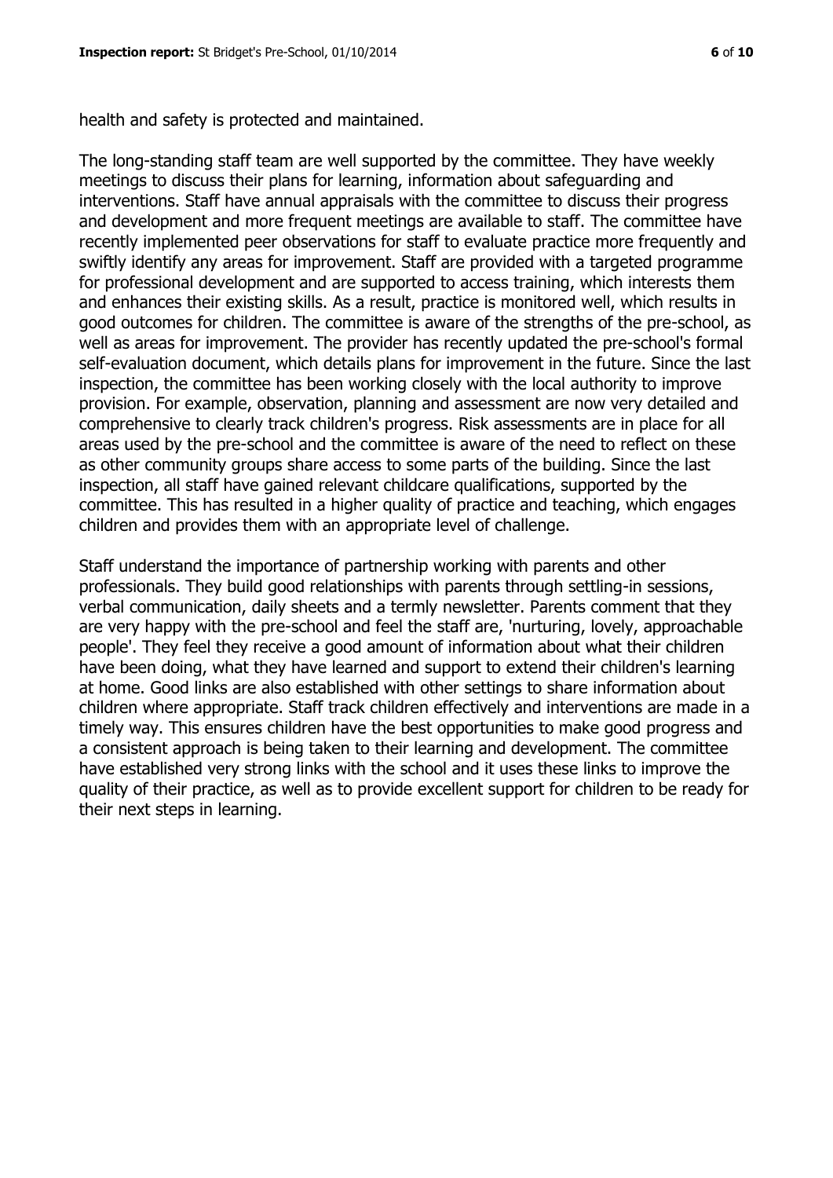health and safety is protected and maintained.

The long-standing staff team are well supported by the committee. They have weekly meetings to discuss their plans for learning, information about safeguarding and interventions. Staff have annual appraisals with the committee to discuss their progress and development and more frequent meetings are available to staff. The committee have recently implemented peer observations for staff to evaluate practice more frequently and swiftly identify any areas for improvement. Staff are provided with a targeted programme for professional development and are supported to access training, which interests them and enhances their existing skills. As a result, practice is monitored well, which results in good outcomes for children. The committee is aware of the strengths of the pre-school, as well as areas for improvement. The provider has recently updated the pre-school's formal self-evaluation document, which details plans for improvement in the future. Since the last inspection, the committee has been working closely with the local authority to improve provision. For example, observation, planning and assessment are now very detailed and comprehensive to clearly track children's progress. Risk assessments are in place for all areas used by the pre-school and the committee is aware of the need to reflect on these as other community groups share access to some parts of the building. Since the last inspection, all staff have gained relevant childcare qualifications, supported by the committee. This has resulted in a higher quality of practice and teaching, which engages children and provides them with an appropriate level of challenge.

Staff understand the importance of partnership working with parents and other professionals. They build good relationships with parents through settling-in sessions, verbal communication, daily sheets and a termly newsletter. Parents comment that they are very happy with the pre-school and feel the staff are, 'nurturing, lovely, approachable people'. They feel they receive a good amount of information about what their children have been doing, what they have learned and support to extend their children's learning at home. Good links are also established with other settings to share information about children where appropriate. Staff track children effectively and interventions are made in a timely way. This ensures children have the best opportunities to make good progress and a consistent approach is being taken to their learning and development. The committee have established very strong links with the school and it uses these links to improve the quality of their practice, as well as to provide excellent support for children to be ready for their next steps in learning.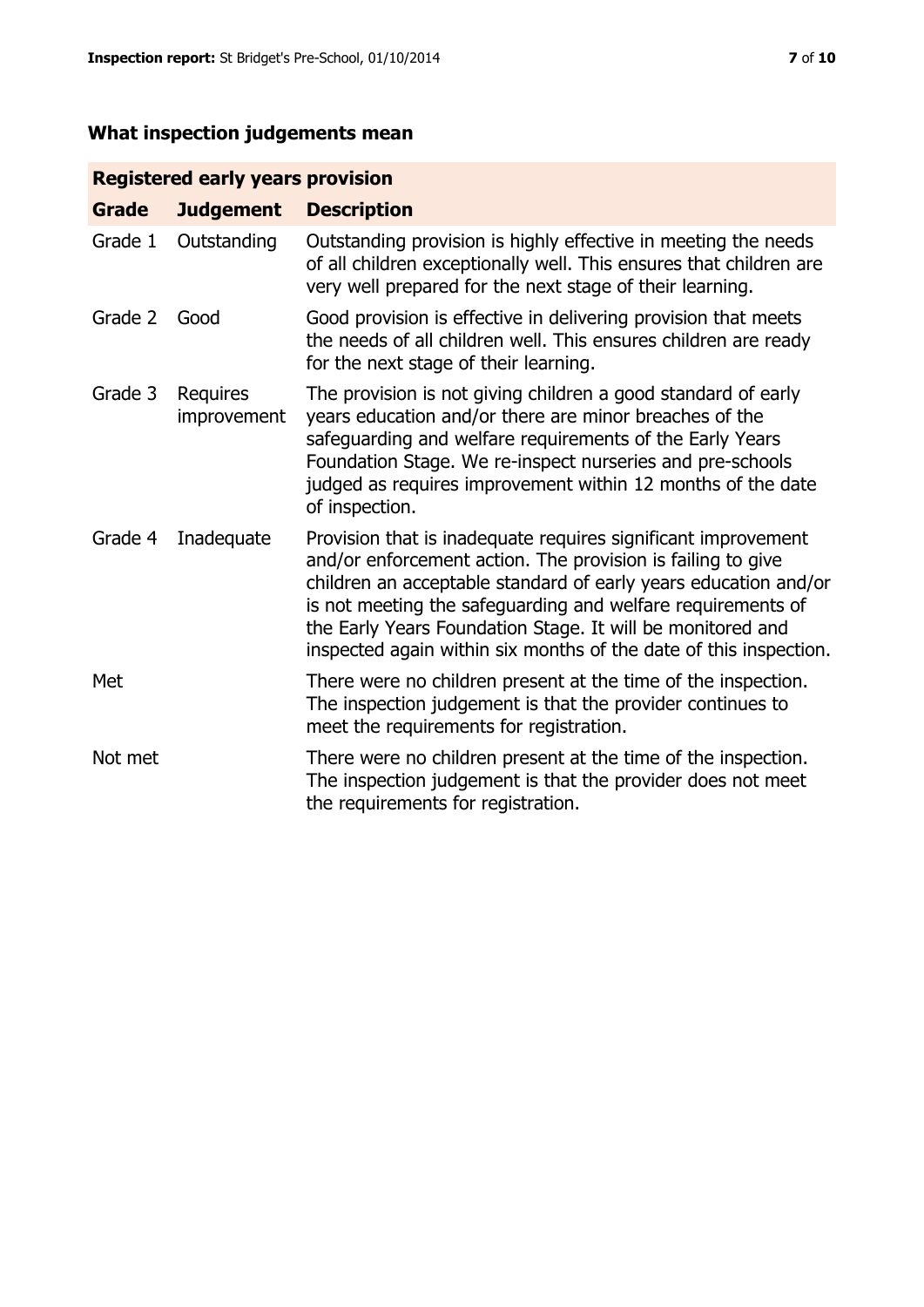## What inspection judgements mean

| Registered early years provision | | |
|---|---|---|
| **Grade** | **Judgement** | **Description** |
| Grade 1 | Outstanding | Outstanding provision is highly effective in meeting the needs of all children exceptionally well. This ensures that children are very well prepared for the next stage of their learning. |
| Grade 2 | Good | Good provision is effective in delivering provision that meets the needs of all children well. This ensures children are ready for the next stage of their learning. |
| Grade 3 | Requires improvement | The provision is not giving children a good standard of early years education and/or there are minor breaches of the safeguarding and welfare requirements of the Early Years Foundation Stage. We re-inspect nurseries and pre-schools judged as requires improvement within 12 months of the date of inspection. |
| Grade 4 | Inadequate | Provision that is inadequate requires significant improvement and/or enforcement action. The provision is failing to give children an acceptable standard of early years education and/or is not meeting the safeguarding and welfare requirements of the Early Years Foundation Stage. It will be monitored and inspected again within six months of the date of this inspection. |
| Met | | There were no children present at the time of the inspection. The inspection judgement is that the provider continues to meet the requirements for registration. |
| Not met | | There were no children present at the time of the inspection. The inspection judgement is that the provider does not meet the requirements for registration. |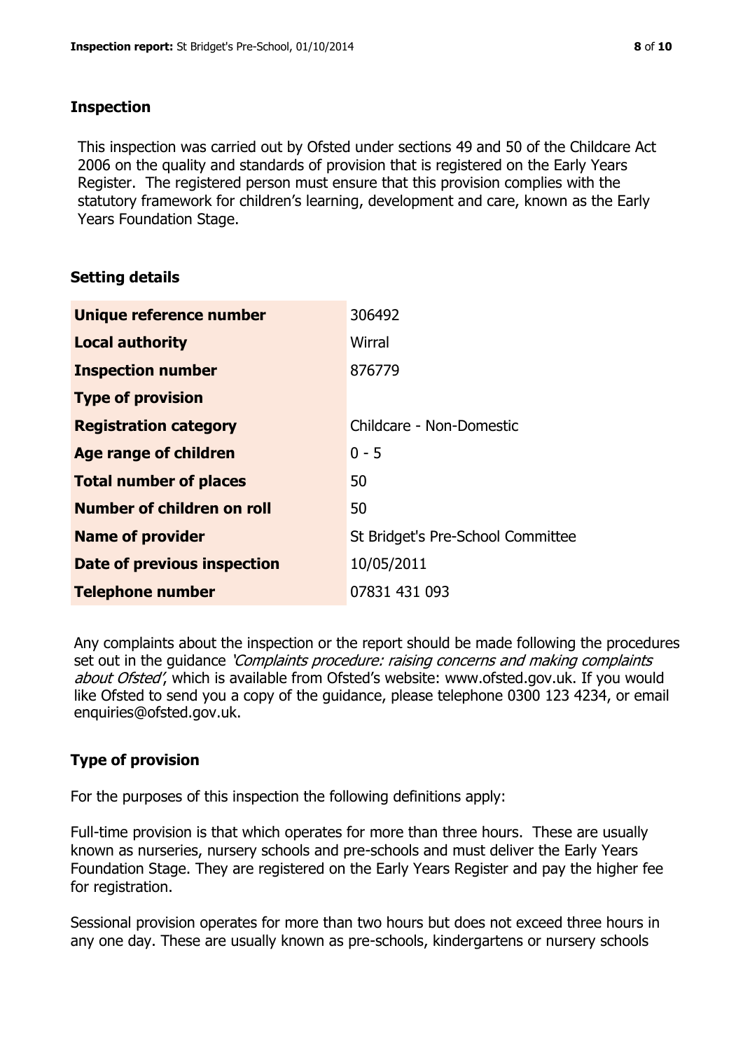## Inspection

This inspection was carried out by Ofsted under sections 49 and 50 of the Childcare Act 2006 on the quality and standards of provision that is registered on the Early Years Register. The registered person must ensure that this provision complies with the statutory framework for children's learning, development and care, known as the Early Years Foundation Stage.

## Setting details

| | |
|---|---|
| **Unique reference number** | 306492 |
| **Local authority** | Wirral |
| **Inspection number** | 876779 |
| **Type of provision** | |
| **Registration category** | Childcare - Non-Domestic |
| **Age range of children** | 0 - 5 |
| **Total number of places** | 50 |
| **Number of children on roll** | 50 |
| **Name of provider** | St Bridget's Pre-School Committee |
| **Date of previous inspection** | 10/05/2011 |
| **Telephone number** | 07831 431 093 |

Any complaints about the inspection or the report should be made following the procedures set out in the guidance *'Complaints procedure: raising concerns and making complaints about Ofsted'*, which is available from Ofsted's website: www.ofsted.gov.uk. If you would like Ofsted to send you a copy of the guidance, please telephone 0300 123 4234, or email enquiries@ofsted.gov.uk.

## Type of provision

For the purposes of this inspection the following definitions apply:

Full-time provision is that which operates for more than three hours. These are usually known as nurseries, nursery schools and pre-schools and must deliver the Early Years Foundation Stage. They are registered on the Early Years Register and pay the higher fee for registration.

Sessional provision operates for more than two hours but does not exceed three hours in any one day. These are usually known as pre-schools, kindergartens or nursery schools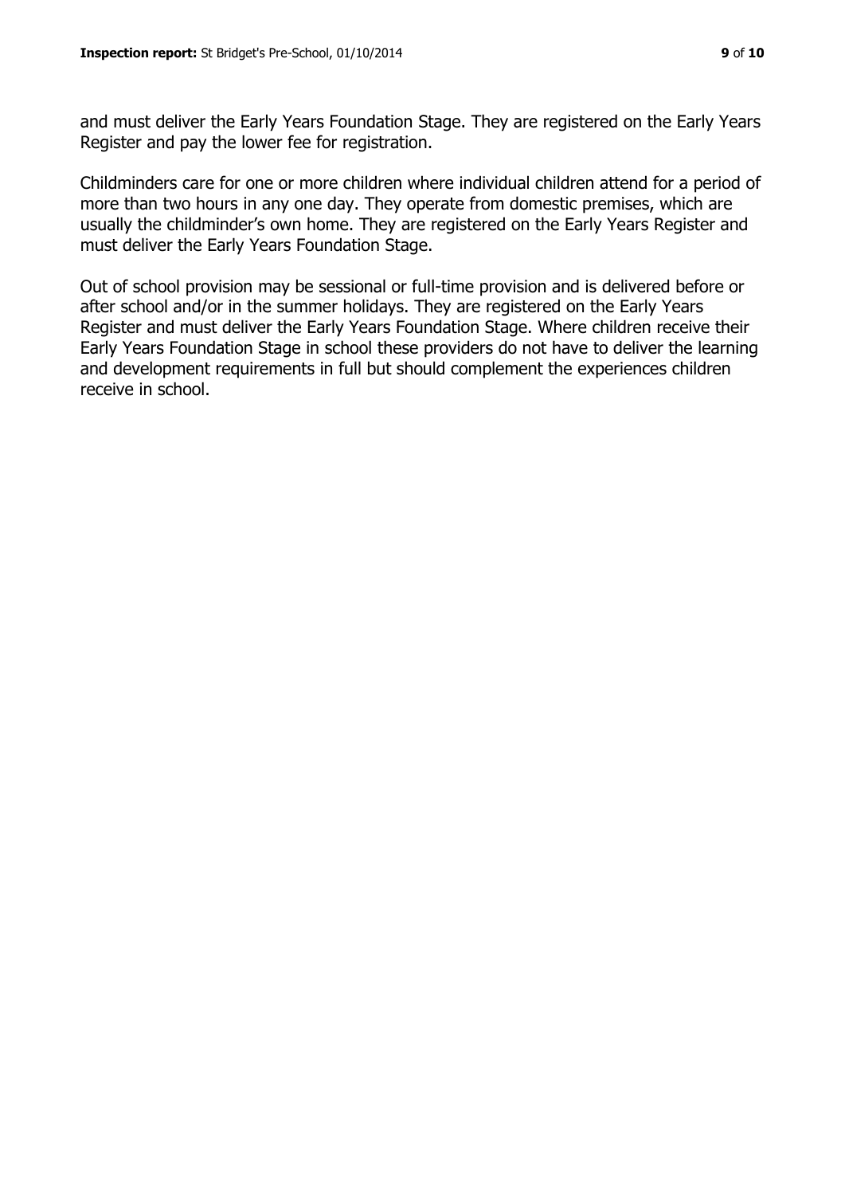and must deliver the Early Years Foundation Stage. They are registered on the Early Years Register and pay the lower fee for registration.

Childminders care for one or more children where individual children attend for a period of more than two hours in any one day. They operate from domestic premises, which are usually the childminder's own home. They are registered on the Early Years Register and must deliver the Early Years Foundation Stage.

Out of school provision may be sessional or full-time provision and is delivered before or after school and/or in the summer holidays. They are registered on the Early Years Register and must deliver the Early Years Foundation Stage. Where children receive their Early Years Foundation Stage in school these providers do not have to deliver the learning and development requirements in full but should complement the experiences children receive in school.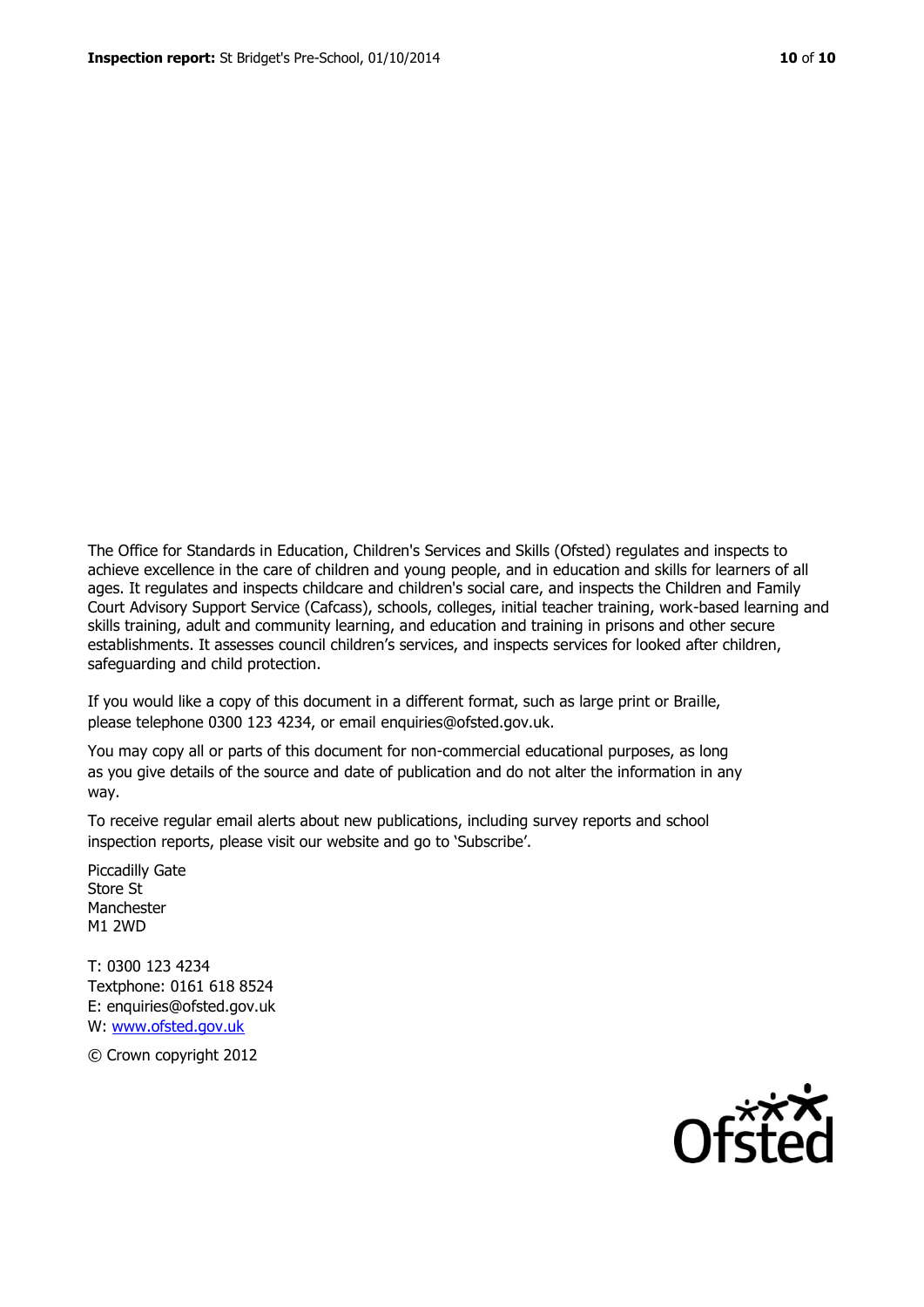The Office for Standards in Education, Children's Services and Skills (Ofsted) regulates and inspects to achieve excellence in the care of children and young people, and in education and skills for learners of all ages. It regulates and inspects childcare and children's social care, and inspects the Children and Family Court Advisory Support Service (Cafcass), schools, colleges, initial teacher training, work-based learning and skills training, adult and community learning, and education and training in prisons and other secure establishments. It assesses council children's services, and inspects services for looked after children, safeguarding and child protection.

If you would like a copy of this document in a different format, such as large print or Braille, please telephone 0300 123 4234, or email enquiries@ofsted.gov.uk.

You may copy all or parts of this document for non-commercial educational purposes, as long as you give details of the source and date of publication and do not alter the information in any way.

To receive regular email alerts about new publications, including survey reports and school inspection reports, please visit our website and go to 'Subscribe'.

Piccadilly Gate
Store St
Manchester
M1 2WD

T: 0300 123 4234
Textphone: 0161 618 8524
E: enquiries@ofsted.gov.uk
W: [www.ofsted.gov.uk](http://www.ofsted.gov.uk)

© Crown copyright 2012

Ofsted